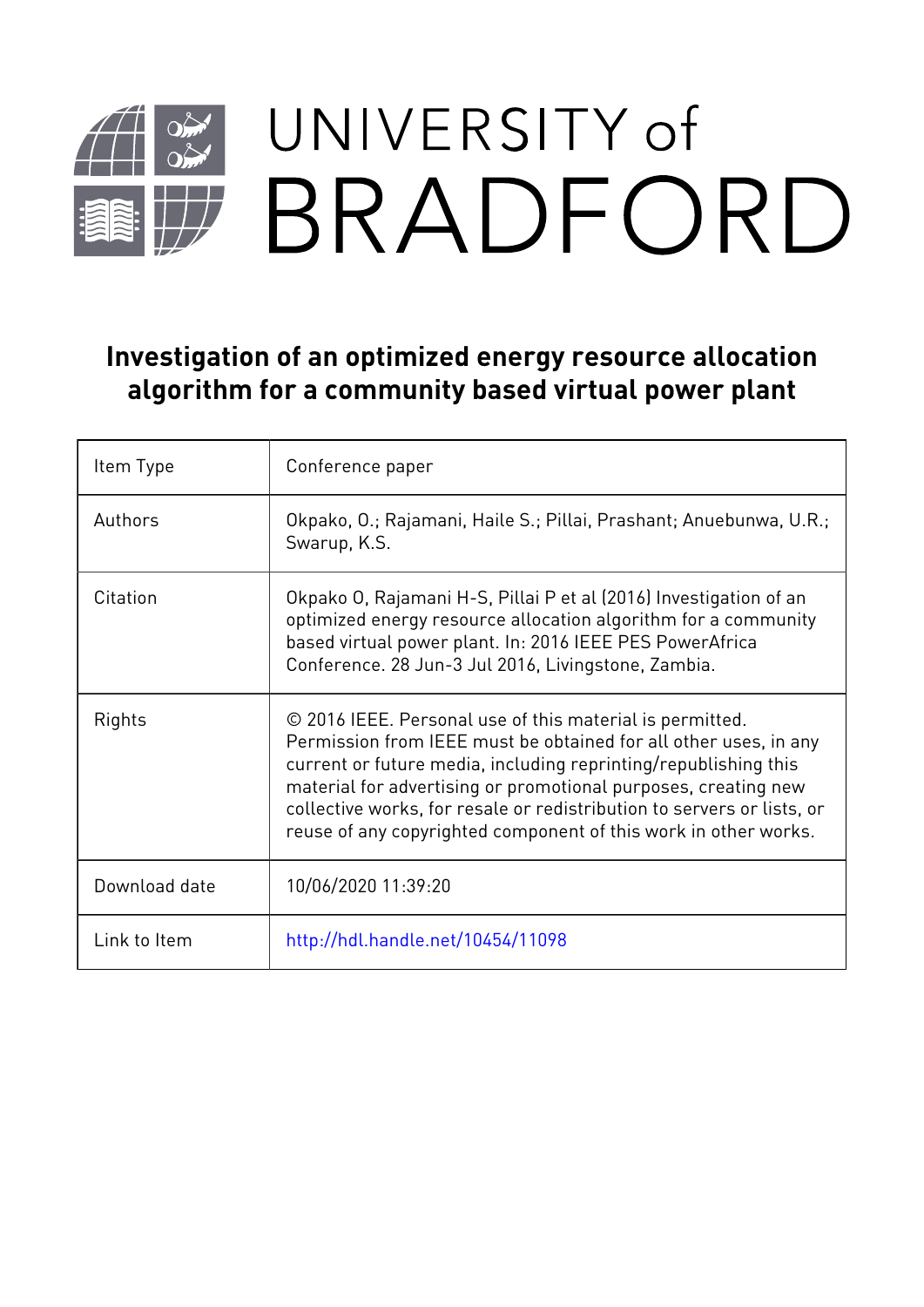# UNIVERSITY of BRADFORD

## Investigation of an optimized energy resource allocation algorithm for a community based virtual power plant

| Item Type | Conference paper |
|---|---|
| Authors | Okpako, O.; Rajamani, Haile S.; Pillai, Prashant; Anuebunwa, U.R.; Swarup, K.S. |
| Citation | Okpako O, Rajamani H-S, Pillai P et al (2016) Investigation of an optimized energy resource allocation algorithm for a community based virtual power plant. In: 2016 IEEE PES PowerAfrica Conference. 28 Jun-3 Jul 2016, Livingstone, Zambia. |
| Rights | © 2016 IEEE. Personal use of this material is permitted. Permission from IEEE must be obtained for all other uses, in any current or future media, including reprinting/republishing this material for advertising or promotional purposes, creating new collective works, for resale or redistribution to servers or lists, or reuse of any copyrighted component of this work in other works. |
| Download date | 10/06/2020 11:39:20 |
| Link to Item | http://hdl.handle.net/10454/11098 |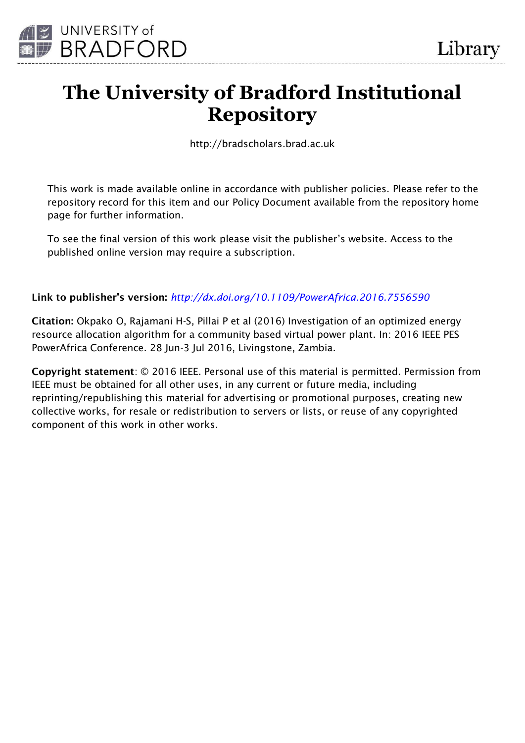# The University of Bradford Institutional Repository

http://bradscholars.brad.ac.uk

This work is made available online in accordance with publisher policies. Please refer to the repository record for this item and our Policy Document available from the repository home page for further information.

To see the final version of this work please visit the publisher's website. Access to the published online version may require a subscription.

**Link to publisher's version:** *http://dx.doi.org/10.1109/PowerAfrica.2016.7556590*

**Citation:** Okpako O, Rajamani H-S, Pillai P et al (2016) Investigation of an optimized energy resource allocation algorithm for a community based virtual power plant. In: 2016 IEEE PES PowerAfrica Conference. 28 Jun-3 Jul 2016, Livingstone, Zambia.

**Copyright statement**: © 2016 IEEE. Personal use of this material is permitted. Permission from IEEE must be obtained for all other uses, in any current or future media, including reprinting/republishing this material for advertising or promotional purposes, creating new collective works, for resale or redistribution to servers or lists, or reuse of any copyrighted component of this work in other works.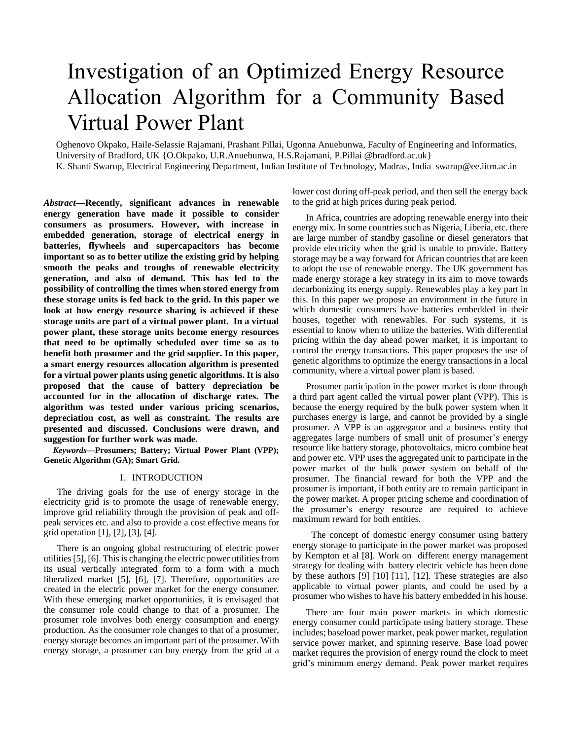# Investigation of an Optimized Energy Resource Allocation Algorithm for a Community Based Virtual Power Plant

Oghenovo Okpako, Haile-Selassie Rajamani, Prashant Pillai, Ugonna Anuebunwa, Faculty of Engineering and Informatics, University of Bradford, UK {O.Okpako, U.R.Anuebunwa, H.S.Rajamani, P.Pillai @bradford.ac.uk}
K. Shanti Swarup, Electrical Engineering Department, Indian Institute of Technology, Madras, India swarup@ee.iitm.ac.in

***Abstract*—Recently, significant advances in renewable energy generation have made it possible to consider consumers as prosumers. However, with increase in embedded generation, storage of electrical energy in batteries, flywheels and supercapacitors has become important so as to better utilize the existing grid by helping smooth the peaks and troughs of renewable electricity generation, and also of demand. This has led to the possibility of controlling the times when stored energy from these storage units is fed back to the grid. In this paper we look at how energy resource sharing is achieved if these storage units are part of a virtual power plant. In a virtual power plant, these storage units become energy resources that need to be optimally scheduled over time so as to benefit both prosumer and the grid supplier. In this paper, a smart energy resources allocation algorithm is presented for a virtual power plants using genetic algorithms. It is also proposed that the cause of battery depreciation be accounted for in the allocation of discharge rates. The algorithm was tested under various pricing scenarios, depreciation cost, as well as constraint. The results are presented and discussed. Conclusions were drawn, and suggestion for further work was made.**

***Keywords*—Prosumers; Battery; Virtual Power Plant (VPP); Genetic Algorithm (GA); Smart Grid.**

## I. INTRODUCTION

The driving goals for the use of energy storage in the electricity grid is to promote the usage of renewable energy, improve grid reliability through the provision of peak and off-peak services etc. and also to provide a cost effective means for grid operation [1], [2], [3], [4].

There is an ongoing global restructuring of electric power utilities [5], [6]. This is changing the electric power utilities from its usual vertically integrated form to a form with a much liberalized market [5], [6], [7]. Therefore, opportunities are created in the electric power market for the energy consumer. With these emerging market opportunities, it is envisaged that the consumer role could change to that of a prosumer. The prosumer role involves both energy consumption and energy production. As the consumer role changes to that of a prosumer, energy storage becomes an important part of the prosumer. With energy storage, a prosumer can buy energy from the grid at a lower cost during off-peak period, and then sell the energy back to the grid at high prices during peak period.

In Africa, countries are adopting renewable energy into their energy mix. In some countries such as Nigeria, Liberia, etc. there are large number of standby gasoline or diesel generators that provide electricity when the grid is unable to provide. Battery storage may be a way forward for African countries that are keen to adopt the use of renewable energy. The UK government has made energy storage a key strategy in its aim to move towards decarbonizing its energy supply. Renewables play a key part in this. In this paper we propose an environment in the future in which domestic consumers have batteries embedded in their houses, together with renewables. For such systems, it is essential to know when to utilize the batteries. With differential pricing within the day ahead power market, it is important to control the energy transactions. This paper proposes the use of genetic algorithms to optimize the energy transactions in a local community, where a virtual power plant is based.

Prosumer participation in the power market is done through a third part agent called the virtual power plant (VPP). This is because the energy required by the bulk power system when it purchases energy is large, and cannot be provided by a single prosumer. A VPP is an aggregator and a business entity that aggregates large numbers of small unit of prosumer's energy resource like battery storage, photovoltaics, micro combine heat and power etc. VPP uses the aggregated unit to participate in the power market of the bulk power system on behalf of the prosumer. The financial reward for both the VPP and the prosumer is important, if both entity are to remain participant in the power market. A proper pricing scheme and coordination of the prosumer's energy resource are required to achieve maximum reward for both entities.

The concept of domestic energy consumer using battery energy storage to participate in the power market was proposed by Kempton et al [8]. Work on different energy management strategy for dealing with battery electric vehicle has been done by these authors [9] [10] [11], [12]. These strategies are also applicable to virtual power plants, and could be used by a prosumer who wishes to have his battery embedded in his house.

There are four main power markets in which domestic energy consumer could participate using battery storage. These includes; baseload power market, peak power market, regulation service power market, and spinning reserve. Base load power market requires the provision of energy round the clock to meet grid's minimum energy demand. Peak power market requires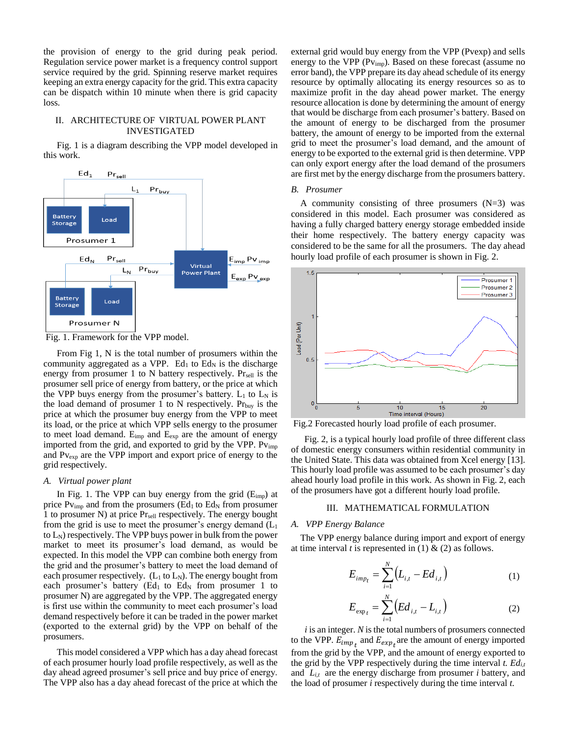the provision of energy to the grid during peak period. Regulation service power market is a frequency control support service required by the grid. Spinning reserve market requires keeping an extra energy capacity for the grid. This extra capacity can be dispatch within 10 minute when there is grid capacity loss.

## II. ARCHITECTURE OF VIRTUAL POWER PLANT INVESTIGATED

Fig. 1 is a diagram describing the VPP model developed in this work.

Fig. 1. Framework for the VPP model.

From Fig 1, N is the total number of prosumers within the community aggregated as a VPP. $Ed_1$ to $Ed_N$ is the discharge energy from prosumer 1 to N battery respectively. $Pr_{sell}$ is the prosumer sell price of energy from battery, or the price at which the VPP buys energy from the prosumer's battery. $L_1$ to $L_N$ is the load demand of prosumer 1 to N respectively. $Pr_{buy}$ is the price at which the prosumer buy energy from the VPP to meet its load, or the price at which VPP sells energy to the prosumer to meet load demand. $E_{imp}$ and $E_{exp}$ are the amount of energy imported from the grid, and exported to grid by the VPP. $Pv_{imp}$ and $Pv_{exp}$ are the VPP import and export price of energy to the grid respectively.

### A. Virtual power plant

In Fig. 1. The VPP can buy energy from the grid ($E_{imp}$) at price $Pv_{imp}$ and from the prosumers ($Ed_1$ to $Ed_N$ from prosumer 1 to prosumer N) at price $Pr_{sell}$ respectively. The energy bought from the grid is use to meet the prosumer's energy demand ($L_1$ to $L_N$) respectively. The VPP buys power in bulk from the power market to meet its prosumer's load demand, as would be expected. In this model the VPP can combine both energy from the grid and the prosumer's battery to meet the load demand of each prosumer respectively. ($L_1$ to $L_N$). The energy bought from each prosumer's battery ($Ed_1$ to $Ed_N$ from prosumer 1 to prosumer N) are aggregated by the VPP. The aggregated energy is first use within the community to meet each prosumer's load demand respectively before it can be traded in the power market (exported to the external grid) by the VPP on behalf of the prosumers.

This model considered a VPP which has a day ahead forecast of each prosumer hourly load profile respectively, as well as the day ahead agreed prosumer's sell price and buy price of energy. The VPP also has a day ahead forecast of the price at which the external grid would buy energy from the VPP (Pvexp) and sells energy to the VPP ($Pv_{imp}$). Based on these forecast (assume no error band), the VPP prepare its day ahead schedule of its energy resource by optimally allocating its energy resources so as to maximize profit in the day ahead power market. The energy resource allocation is done by determining the amount of energy that would be discharge from each prosumer's battery. Based on the amount of energy to be discharged from the prosumer battery, the amount of energy to be imported from the external grid to meet the prosumer's load demand, and the amount of energy to be exported to the external grid is then determine. VPP can only export energy after the load demand of the prosumers are first met by the energy discharge from the prosumers battery.

### B. Prosumer

A community consisting of three prosumers (N=3) was considered in this model. Each prosumer was considered as having a fully charged battery energy storage embedded inside their home respectively. The battery energy capacity was considered to be the same for all the prosumers. The day ahead hourly load profile of each prosumer is shown in Fig. 2.

Fig.2 Forecasted hourly load profile of each prosumer.

Fig. 2, is a typical hourly load profile of three different class of domestic energy consumers within residential community in the United State. This data was obtained from Xcel energy [13]. This hourly load profile was assumed to be each prosumer's day ahead hourly load profile in this work. As shown in Fig. 2, each of the prosumers have got a different hourly load profile.

## III. MATHEMATICAL FORMULATION

### A. VPP Energy Balance

The VPP energy balance during import and export of energy at time interval $t$ is represented in (1) & (2) as follows.

$$E_{imp_t} = \sum_{i=1}^{N} \left( L_{i,t} - Ed_{i,t} \right) \tag{1}$$

$$E_{exp_t} = \sum_{i=1}^{N} \left( Ed_{i,t} - L_{i,t} \right) \tag{2}$$

$i$ is an integer. $N$ is the total numbers of prosumers connected to the VPP. $E_{imp_t}$ and $E_{exp_t}$ are the amount of energy imported from the grid by the VPP, and the amount of energy exported to the grid by the VPP respectively during the time interval $t$. $Ed_{i,t}$ and $L_{i,t}$ are the energy discharge from prosumer $i$ battery, and the load of prosumer $i$ respectively during the time interval $t$.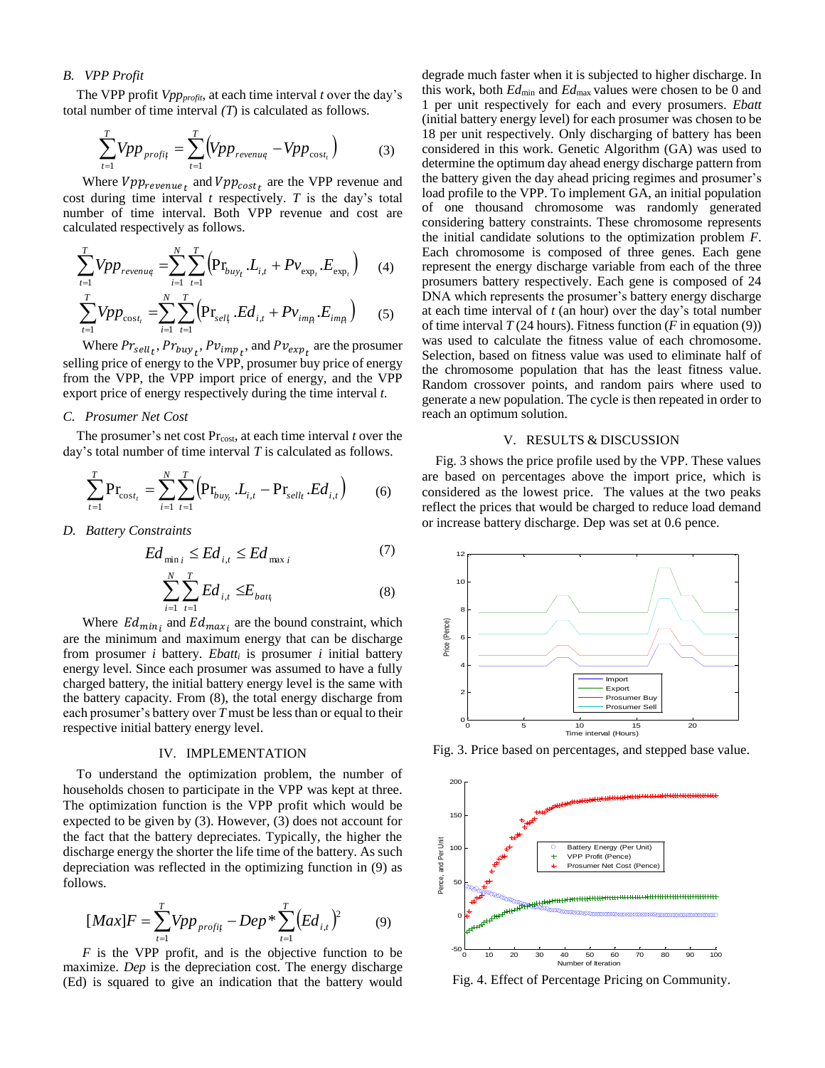### B. VPP Profit

The VPP profit $Vpp_{profit}$, at each time interval $t$ over the day's total number of time interval ($T$) is calculated as follows.

$$\sum_{t=1}^{T} Vpp_{profit_t} = \sum_{t=1}^{T} \left( Vpp_{revenue_t} - Vpp_{cost_t} \right) \tag{3}$$

Where $Vpp_{revenue_t}$ and $Vpp_{cost_t}$ are the VPP revenue and cost during time interval $t$ respectively. $T$ is the day's total number of time interval. Both VPP revenue and cost are calculated respectively as follows.

$$\sum_{t=1}^{T} Vpp_{revenue_t} = \sum_{i=1}^{N} \sum_{t=1}^{T} \left( \Pr_{buy_t} . L_{i,t} + Pv_{\exp_t} . E_{\exp_t} \right) \tag{4}$$

$$\sum_{t=1}^{T} Vpp_{cost_t} = \sum_{i=1}^{N} \sum_{t=1}^{T} \left( \Pr_{sell_t} . Ed_{i,t} + Pv_{imp_t} . E_{imp_t} \right) \tag{5}$$

Where $Pr_{sell_t}$, $Pr_{buy_t}$, $Pv_{imp_t}$, and $Pv_{exp_t}$ are the prosumer selling price of energy to the VPP, prosumer buy price of energy from the VPP, the VPP import price of energy, and the VPP export price of energy respectively during the time interval $t$.

### C. Prosumer Net Cost

The prosumer's net cost $\Pr_{cost}$, at each time interval $t$ over the day's total number of time interval $T$ is calculated as follows.

$$\sum_{t=1}^{T} \Pr_{cost_t} = \sum_{i=1}^{N} \sum_{t=1}^{T} \left( \Pr_{buy_t} . L_{i,t} - \Pr_{sell_t} . Ed_{i,t} \right) \tag{6}$$

### D. Battery Constraints

$$Ed_{\min i} \leq Ed_{i,t} \leq Ed_{\max i} \tag{7}$$

$$\sum_{i=1}^{N} \sum_{t=1}^{T} Ed_{i,t} \leq E_{batt_i} \tag{8}$$

Where $Ed_{min_i}$ and $Ed_{max_i}$ are the bound constraint, which are the minimum and maximum energy that can be discharge from prosumer $i$ battery. $Ebatt_i$ is prosumer $i$ initial battery energy level. Since each prosumer was assumed to have a fully charged battery, the initial battery energy level is the same with the battery capacity. From (8), the total energy discharge from each prosumer's battery over $T$ must be less than or equal to their respective initial battery energy level.

## IV. Implementation

To understand the optimization problem, the number of households chosen to participate in the VPP was kept at three. The optimization function is the VPP profit which would be expected to be given by (3). However, (3) does not account for the fact that the battery depreciates. Typically, the higher the discharge energy the shorter the life time of the battery. As such depreciation was reflected in the optimizing function in (9) as follows.

$$[Max]F = \sum_{t=1}^{T} Vpp_{profit_t} - Dep * \sum_{t=1}^{T} \left( Ed_{i,t} \right)^2 \tag{9}$$

$F$ is the VPP profit, and is the objective function to be maximize. *Dep* is the depreciation cost. The energy discharge (Ed) is squared to give an indication that the battery would degrade much faster when it is subjected to higher discharge. In this work, both $Ed_{\min}$ and $Ed_{\max}$ values were chosen to be 0 and 1 per unit respectively for each and every prosumers. *Ebatt* (initial battery energy level) for each prosumer was chosen to be 18 per unit respectively. Only discharging of battery has been considered in this work. Genetic Algorithm (GA) was used to determine the optimum day ahead energy discharge pattern from the battery given the day ahead pricing regimes and prosumer's load profile to the VPP. To implement GA, an initial population of one thousand chromosome was randomly generated considering battery constraints. These chromosome represents the initial candidate solutions to the optimization problem $F$. Each chromosome is composed of three genes. Each gene represent the energy discharge variable from each of the three prosumers battery respectively. Each gene is composed of 24 DNA which represents the prosumer's battery energy discharge at each time interval of $t$ (an hour) over the day's total number of time interval $T$ (24 hours). Fitness function ($F$ in equation (9)) was used to calculate the fitness value of each chromosome. Selection, based on fitness value was used to eliminate half of the chromosome population that has the least fitness value. Random crossover points, and random pairs where used to generate a new population. The cycle is then repeated in order to reach an optimum solution.

## V. Results & Discussion

Fig. 3 shows the price profile used by the VPP. These values are based on percentages above the import price, which is considered as the lowest price. The values at the two peaks reflect the prices that would be charged to reduce load demand or increase battery discharge. Dep was set at 0.6 pence.

Fig. 3. Price based on percentages, and stepped base value.

Fig. 4. Effect of Percentage Pricing on Community.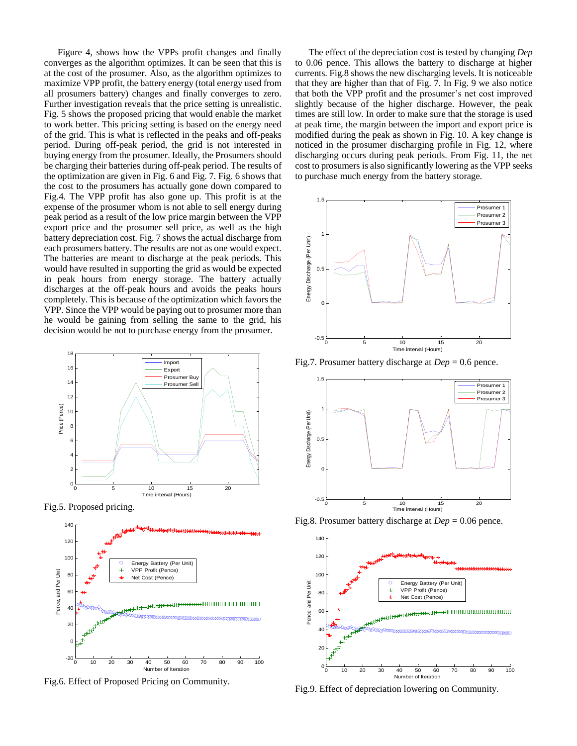Figure 4, shows how the VPPs profit changes and finally converges as the algorithm optimizes. It can be seen that this is at the cost of the prosumer. Also, as the algorithm optimizes to maximize VPP profit, the battery energy (total energy used from all prosumers battery) changes and finally converges to zero. Further investigation reveals that the price setting is unrealistic. Fig. 5 shows the proposed pricing that would enable the market to work better. This pricing setting is based on the energy need of the grid. This is what is reflected in the peaks and off-peaks period. During off-peak period, the grid is not interested in buying energy from the prosumer. Ideally, the Prosumers should be charging their batteries during off-peak period. The results of the optimization are given in Fig. 6 and Fig. 7. Fig. 6 shows that the cost to the prosumers has actually gone down compared to Fig.4. The VPP profit has also gone up. This profit is at the expense of the prosumer whom is not able to sell energy during peak period as a result of the low price margin between the VPP export price and the prosumer sell price, as well as the high battery depreciation cost. Fig. 7 shows the actual discharge from each prosumers battery. The results are not as one would expect. The batteries are meant to discharge at the peak periods. This would have resulted in supporting the grid as would be expected in peak hours from energy storage. The battery actually discharges at the off-peak hours and avoids the peaks hours completely. This is because of the optimization which favors the VPP. Since the VPP would be paying out to prosumer more than he would be gaining from selling the same to the grid, his decision would be not to purchase energy from the prosumer.

Fig.5. Proposed pricing.

Fig.6. Effect of Proposed Pricing on Community.

The effect of the depreciation cost is tested by changing *Dep* to 0.06 pence. This allows the battery to discharge at higher currents. Fig.8 shows the new discharging levels. It is noticeable that they are higher than that of Fig. 7. In Fig. 9 we also notice that both the VPP profit and the prosumer's net cost improved slightly because of the higher discharge. However, the peak times are still low. In order to make sure that the storage is used at peak time, the margin between the import and export price is modified during the peak as shown in Fig. 10. A key change is noticed in the prosumer discharging profile in Fig. 12, where discharging occurs during peak periods. From Fig. 11, the net cost to prosumers is also significantly lowering as the VPP seeks to purchase much energy from the battery storage.

Fig.7. Prosumer battery discharge at *Dep* = 0.6 pence.

Fig.8. Prosumer battery discharge at *Dep* = 0.06 pence.

Fig.9. Effect of depreciation lowering on Community.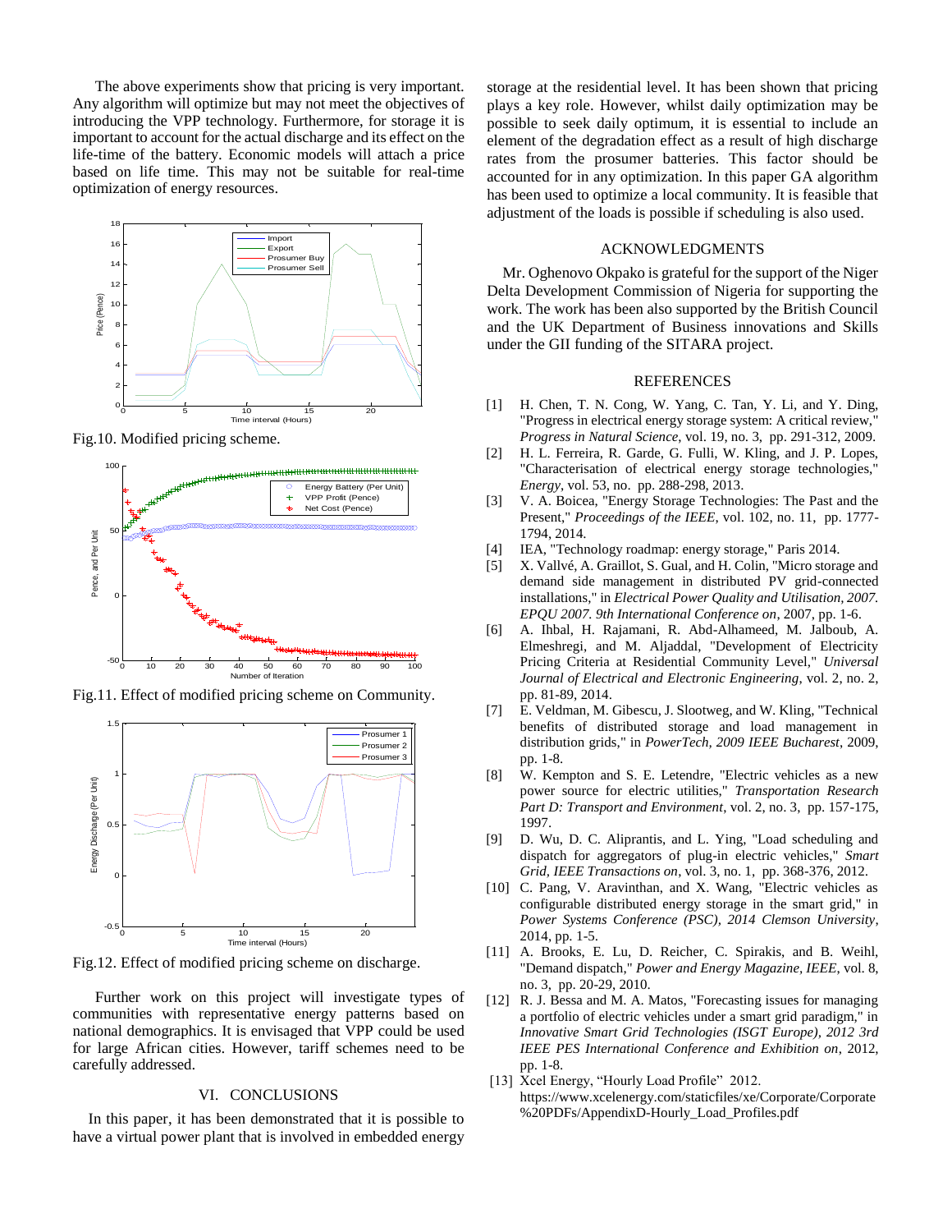The above experiments show that pricing is very important. Any algorithm will optimize but may not meet the objectives of introducing the VPP technology. Furthermore, for storage it is important to account for the actual discharge and its effect on the life-time of the battery. Economic models will attach a price based on life time. This may not be suitable for real-time optimization of energy resources.

Price (Pence)
Time interval (Hours)
Import
Export
Prosumer Buy
Prosumer Sell

Fig.10. Modified pricing scheme.

Pence, and Per Unit
Number of Iteration
Energy Battery (Per Unit)
VPP Profit (Pence)
Net Cost (Pence)

Fig.11. Effect of modified pricing scheme on Community.

Energy Discharge (Per Unit)
Time interval (Hours)
Prosumer 1
Prosumer 2
Prosumer 3

Fig.12. Effect of modified pricing scheme on discharge.

Further work on this project will investigate types of communities with representative energy patterns based on national demographics. It is envisaged that VPP could be used for large African cities. However, tariff schemes need to be carefully addressed.

## VI. CONCLUSIONS

In this paper, it has been demonstrated that it is possible to have a virtual power plant that is involved in embedded energy storage at the residential level. It has been shown that pricing plays a key role. However, whilst daily optimization may be possible to seek daily optimum, it is essential to include an element of the degradation effect as a result of high discharge rates from the prosumer batteries. This factor should be accounted for in any optimization. In this paper GA algorithm has been used to optimize a local community. It is feasible that adjustment of the loads is possible if scheduling is also used.

## ACKNOWLEDGMENTS

Mr. Oghenovo Okpako is grateful for the support of the Niger Delta Development Commission of Nigeria for supporting the work. The work has been also supported by the British Council and the UK Department of Business innovations and Skills under the GII funding of the SITARA project.

## REFERENCES

[1] H. Chen, T. N. Cong, W. Yang, C. Tan, Y. Li, and Y. Ding, "Progress in electrical energy storage system: A critical review," *Progress in Natural Science*, vol. 19, no. 3, pp. 291-312, 2009.

[2] H. L. Ferreira, R. Garde, G. Fulli, W. Kling, and J. P. Lopes, "Characterisation of electrical energy storage technologies," *Energy*, vol. 53, no. pp. 288-298, 2013.

[3] V. A. Boicea, "Energy Storage Technologies: The Past and the Present," *Proceedings of the IEEE*, vol. 102, no. 11, pp. 1777-1794, 2014.

[4] IEA, "Technology roadmap: energy storage," Paris 2014.

[5] X. Vallvé, A. Graillot, S. Gual, and H. Colin, "Micro storage and demand side management in distributed PV grid-connected installations," in *Electrical Power Quality and Utilisation, 2007. EPQU 2007. 9th International Conference on*, 2007, pp. 1-6.

[6] A. Ihbal, H. Rajamani, R. Abd-Alhameed, M. Jalboub, A. Elmeshregi, and M. Aljaddal, "Development of Electricity Pricing Criteria at Residential Community Level," *Universal Journal of Electrical and Electronic Engineering*, vol. 2, no. 2, pp. 81-89, 2014.

[7] E. Veldman, M. Gibescu, J. Slootweg, and W. Kling, "Technical benefits of distributed storage and load management in distribution grids," in *PowerTech, 2009 IEEE Bucharest*, 2009, pp. 1-8.

[8] W. Kempton and S. E. Letendre, "Electric vehicles as a new power source for electric utilities," *Transportation Research Part D: Transport and Environment*, vol. 2, no. 3, pp. 157-175, 1997.

[9] D. Wu, D. C. Aliprantis, and L. Ying, "Load scheduling and dispatch for aggregators of plug-in electric vehicles," *Smart Grid, IEEE Transactions on*, vol. 3, no. 1, pp. 368-376, 2012.

[10] C. Pang, V. Aravinthan, and X. Wang, "Electric vehicles as configurable distributed energy storage in the smart grid," in *Power Systems Conference (PSC), 2014 Clemson University*, 2014, pp. 1-5.

[11] A. Brooks, E. Lu, D. Reicher, C. Spirakis, and B. Weihl, "Demand dispatch," *Power and Energy Magazine, IEEE*, vol. 8, no. 3, pp. 20-29, 2010.

[12] R. J. Bessa and M. A. Matos, "Forecasting issues for managing a portfolio of electric vehicles under a smart grid paradigm," in *Innovative Smart Grid Technologies (ISGT Europe), 2012 3rd IEEE PES International Conference and Exhibition on*, 2012, pp. 1-8.

[13] Xcel Energy, "Hourly Load Profile" 2012. https://www.xcelenergy.com/staticfiles/xe/Corporate/Corporate%20PDFs/AppendixD-Hourly_Load_Profiles.pdf